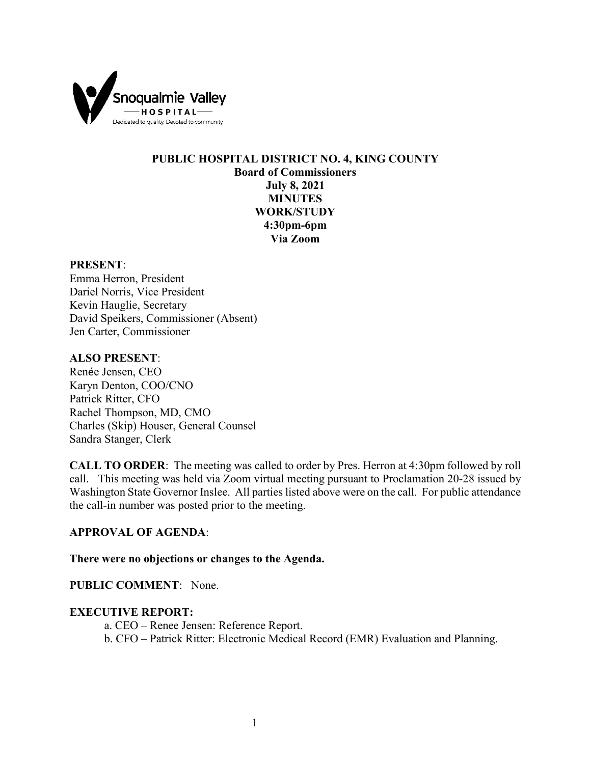Snoqualmie Valley
HOSPITAL
Dedicated to quality. Devoted to community.

# PUBLIC HOSPITAL DISTRICT NO. 4, KING COUNTY

**Board of Commissioners**
**July 8, 2021**
**MINUTES**
**WORK/STUDY**
**4:30pm-6pm**
**Via Zoom**

**PRESENT**:
Emma Herron, President
Dariel Norris, Vice President
Kevin Hauglie, Secretary
David Speikers, Commissioner (Absent)
Jen Carter, Commissioner

**ALSO PRESENT**:
Renée Jensen, CEO
Karyn Denton, COO/CNO
Patrick Ritter, CFO
Rachel Thompson, MD, CMO
Charles (Skip) Houser, General Counsel
Sandra Stanger, Clerk

**CALL TO ORDER**: The meeting was called to order by Pres. Herron at 4:30pm followed by roll call. This meeting was held via Zoom virtual meeting pursuant to Proclamation 20-28 issued by Washington State Governor Inslee. All parties listed above were on the call. For public attendance the call-in number was posted prior to the meeting.

**APPROVAL OF AGENDA**:

**There were no objections or changes to the Agenda.**

**PUBLIC COMMENT**: None.

**EXECUTIVE REPORT:**

a. CEO – Renee Jensen: Reference Report.
b. CFO – Patrick Ritter: Electronic Medical Record (EMR) Evaluation and Planning.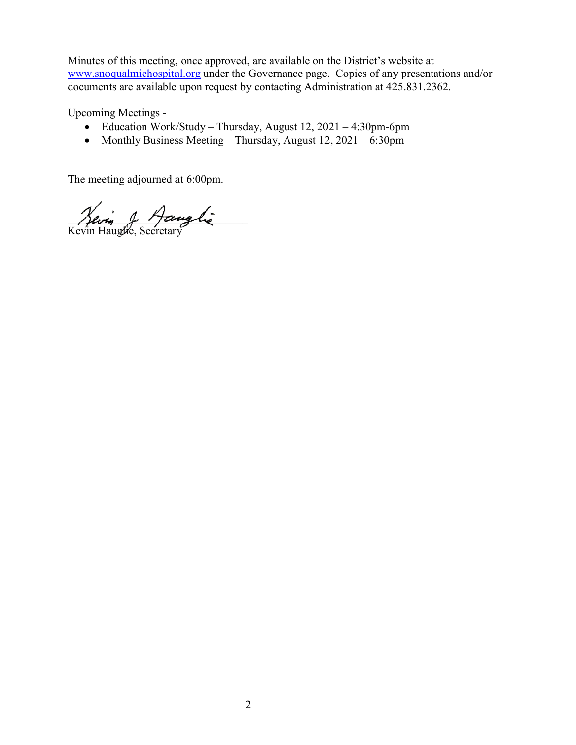Minutes of this meeting, once approved, are available on the District's website at www.snoqualmiehospital.org under the Governance page. Copies of any presentations and/or documents are available upon request by contacting Administration at 425.831.2362.

Upcoming Meetings -

- Education Work/Study – Thursday, August 12, 2021 – 4:30pm-6pm
- Monthly Business Meeting – Thursday, August 12, 2021 – 6:30pm

The meeting adjourned at 6:00pm.

Kevin J. Haughie

Kevin Haughie, Secretary